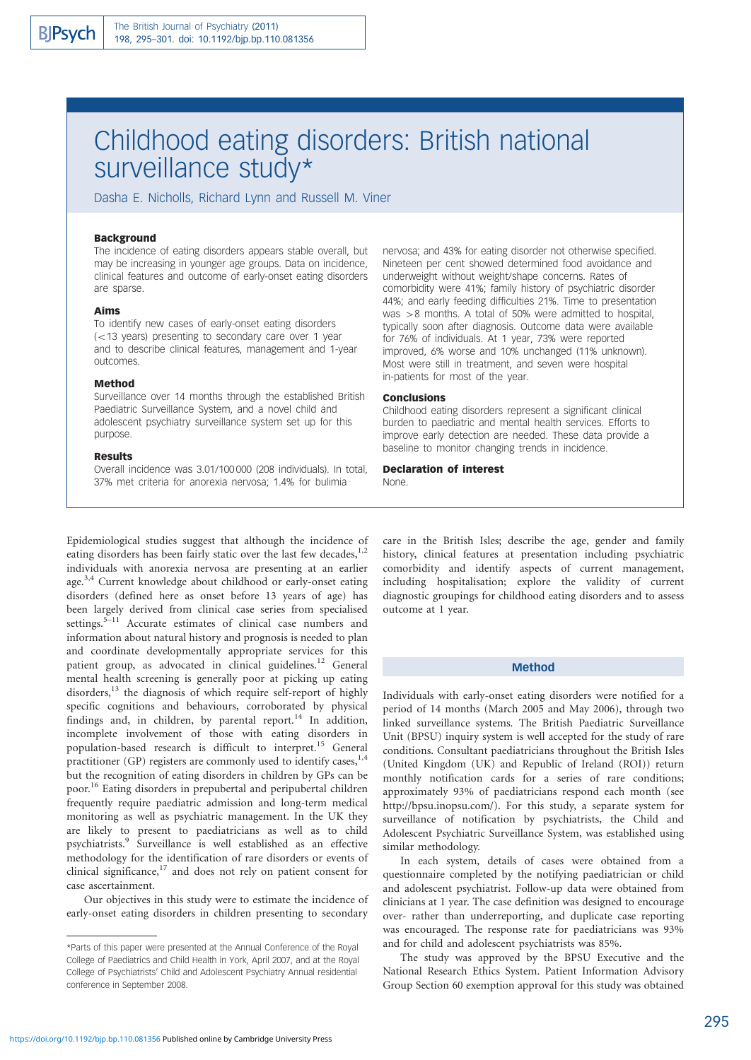# Childhood eating disorders: British national surveillance study*

Dasha E. Nicholls, Richard Lynn and Russell M. Viner

### Background

The incidence of eating disorders appears stable overall, but may be increasing in younger age groups. Data on incidence, clinical features and outcome of early-onset eating disorders are sparse.

### Aims

To identify new cases of early-onset eating disorders (<13 years) presenting to secondary care over 1 year and to describe clinical features, management and 1-year outcomes.

### Method

Surveillance over 14 months through the established British Paediatric Surveillance System, and a novel child and adolescent psychiatry surveillance system set up for this purpose.

### Results

Overall incidence was 3.01/100 000 (208 individuals). In total, 37% met criteria for anorexia nervosa; 1.4% for bulimia nervosa; and 43% for eating disorder not otherwise specified. Nineteen per cent showed determined food avoidance and underweight without weight/shape concerns. Rates of comorbidity were 41%; family history of psychiatric disorder 44%; and early feeding difficulties 21%. Time to presentation was >8 months. A total of 50% were admitted to hospital, typically soon after diagnosis. Outcome data were available for 76% of individuals. At 1 year, 73% were reported improved, 6% worse and 10% unchanged (11% unknown). Most were still in treatment, and seven were hospital in-patients for most of the year.

### Conclusions

Childhood eating disorders represent a significant clinical burden to paediatric and mental health services. Efforts to improve early detection are needed. These data provide a baseline to monitor changing trends in incidence.

### Declaration of interest

None.

Epidemiological studies suggest that although the incidence of eating disorders has been fairly static over the last few decades,[1,2] individuals with anorexia nervosa are presenting at an earlier age.[3,4] Current knowledge about childhood or early-onset eating disorders (defined here as onset before 13 years of age) has been largely derived from clinical case series from specialised settings.[5–11] Accurate estimates of clinical case numbers and information about natural history and prognosis is needed to plan and coordinate developmentally appropriate services for this patient group, as advocated in clinical guidelines.[12] General mental health screening is generally poor at picking up eating disorders,[13] the diagnosis of which require self-report of highly specific cognitions and behaviours, corroborated by physical findings and, in children, by parental report.[14] In addition, incomplete involvement of those with eating disorders in population-based research is difficult to interpret.[15] General practitioner (GP) registers are commonly used to identify cases,[1,4] but the recognition of eating disorders in children by GPs can be poor.[16] Eating disorders in prepubertal and peripubertal children frequently require paediatric admission and long-term medical monitoring as well as psychiatric management. In the UK they are likely to present to paediatricians as well as to child psychiatrists.[9] Surveillance is well established as an effective methodology for the identification of rare disorders or events of clinical significance,[17] and does not rely on patient consent for case ascertainment.

Our objectives in this study were to estimate the incidence of early-onset eating disorders in children presenting to secondary care in the British Isles; describe the age, gender and family history, clinical features at presentation including psychiatric comorbidity and identify aspects of current management, including hospitalisation; explore the validity of current diagnostic groupings for childhood eating disorders and to assess outcome at 1 year.

## Method

Individuals with early-onset eating disorders were notified for a period of 14 months (March 2005 and May 2006), through two linked surveillance systems. The British Paediatric Surveillance Unit (BPSU) inquiry system is well accepted for the study of rare conditions. Consultant paediatricians throughout the British Isles (United Kingdom (UK) and Republic of Ireland (ROI)) return monthly notification cards for a series of rare conditions; approximately 93% of paediatricians respond each month (see http://bpsu.inopsu.com/). For this study, a separate system for surveillance of notification by psychiatrists, the Child and Adolescent Psychiatric Surveillance System, was established using similar methodology.

In each system, details of cases were obtained from a questionnaire completed by the notifying paediatrician or child and adolescent psychiatrist. Follow-up data were obtained from clinicians at 1 year. The case definition was designed to encourage over- rather than underreporting, and duplicate case reporting was encouraged. The response rate for paediatricians was 93% and for child and adolescent psychiatrists was 85%.

The study was approved by the BPSU Executive and the National Research Ethics System. Patient Information Advisory Group Section 60 exemption approval for this study was obtained

*Parts of this paper were presented at the Annual Conference of the Royal College of Paediatrics and Child Health in York, April 2007, and at the Royal College of Psychiatrists' Child and Adolescent Psychiatry Annual residential conference in September 2008.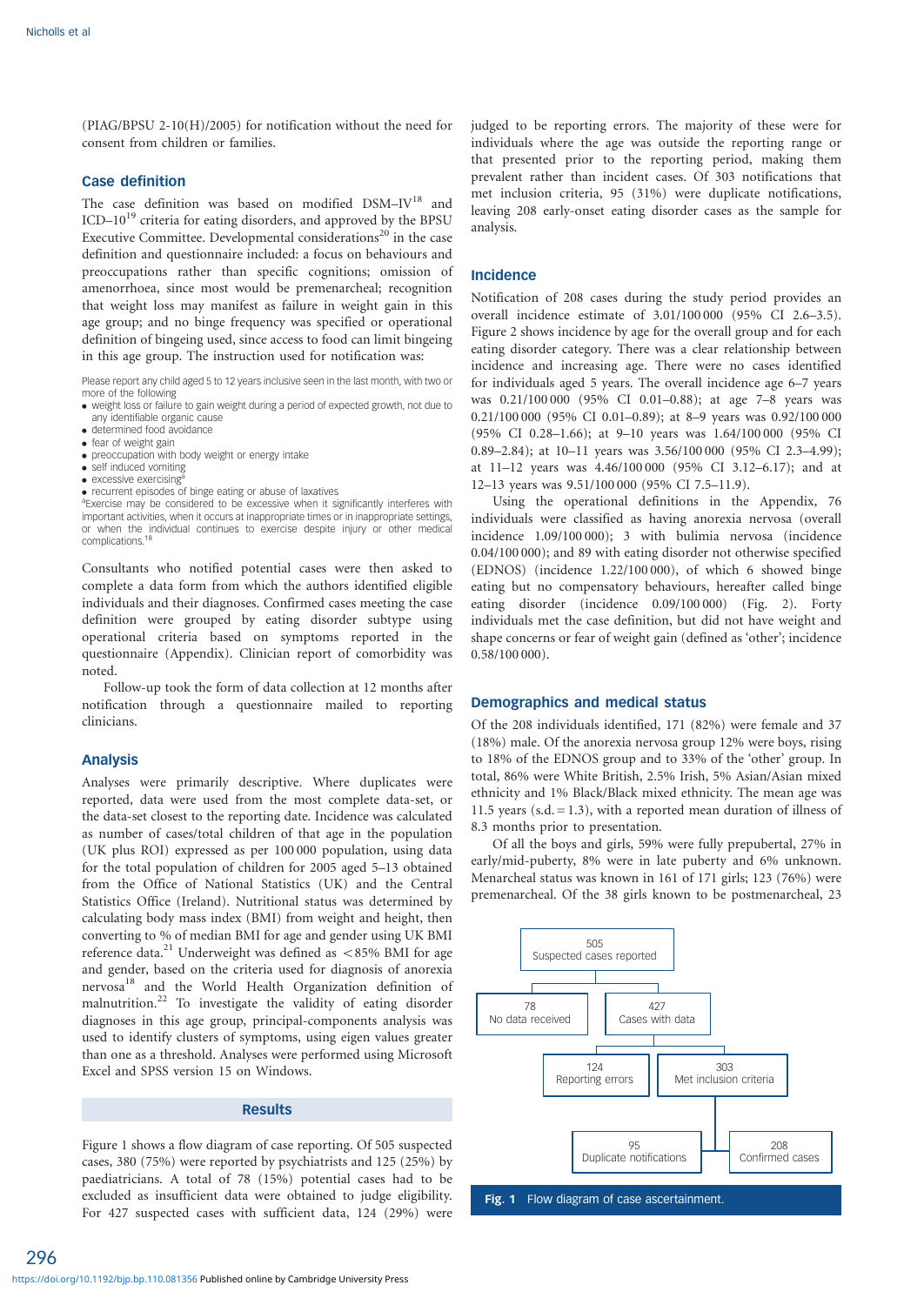(PIAG/BPSU 2-10(H)/2005) for notification without the need for consent from children or families.

## Case definition

The case definition was based on modified DSM–IV[18] and ICD–10[19] criteria for eating disorders, and approved by the BPSU Executive Committee. Developmental considerations[20] in the case definition and questionnaire included: a focus on behaviours and preoccupations rather than specific cognitions; omission of amenorrhoea, since most would be premenarcheal; recognition that weight loss may manifest as failure in weight gain in this age group; and no binge frequency was specified or operational definition of bingeing used, since access to food can limit bingeing in this age group. The instruction used for notification was:

Please report any child aged 5 to 12 years inclusive seen in the last month, with two or more of the following

- weight loss or failure to gain weight during a period of expected growth, not due to any identifiable organic cause
- determined food avoidance
- fear of weight gain
- preoccupation with body weight or energy intake
- self induced vomiting
- excessive exercising[a]
- recurrent episodes of binge eating or abuse of laxatives

[a]Exercise may be considered to be excessive when it significantly interferes with important activities, when it occurs at inappropriate times or in inappropriate settings, or when the individual continues to exercise despite injury or other medical complications.[18]

Consultants who notified potential cases were then asked to complete a data form from which the authors identified eligible individuals and their diagnoses. Confirmed cases meeting the case definition were grouped by eating disorder subtype using operational criteria based on symptoms reported in the questionnaire (Appendix). Clinician report of comorbidity was noted.

Follow-up took the form of data collection at 12 months after notification through a questionnaire mailed to reporting clinicians.

## Analysis

Analyses were primarily descriptive. Where duplicates were reported, data were used from the most complete data-set, or the data-set closest to the reporting date. Incidence was calculated as number of cases/total children of that age in the population (UK plus ROI) expressed as per 100 000 population, using data for the total population of children for 2005 aged 5–13 obtained from the Office of National Statistics (UK) and the Central Statistics Office (Ireland). Nutritional status was determined by calculating body mass index (BMI) from weight and height, then converting to % of median BMI for age and gender using UK BMI reference data.[21] Underweight was defined as <85% BMI for age and gender, based on the criteria used for diagnosis of anorexia nervosa[18] and the World Health Organization definition of malnutrition.[22] To investigate the validity of eating disorder diagnoses in this age group, principal-components analysis was used to identify clusters of symptoms, using eigen values greater than one as a threshold. Analyses were performed using Microsoft Excel and SPSS version 15 on Windows.

# Results

Figure 1 shows a flow diagram of case reporting. Of 505 suspected cases, 380 (75%) were reported by psychiatrists and 125 (25%) by paediatricians. A total of 78 (15%) potential cases had to be excluded as insufficient data were obtained to judge eligibility. For 427 suspected cases with sufficient data, 124 (29%) were judged to be reporting errors. The majority of these were for individuals where the age was outside the reporting range or that presented prior to the reporting period, making them prevalent rather than incident cases. Of 303 notifications that met inclusion criteria, 95 (31%) were duplicate notifications, leaving 208 early-onset eating disorder cases as the sample for analysis.

## Incidence

Notification of 208 cases during the study period provides an overall incidence estimate of 3.01/100 000 (95% CI 2.6–3.5). Figure 2 shows incidence by age for the overall group and for each eating disorder category. There was a clear relationship between incidence and increasing age. There were no cases identified for individuals aged 5 years. The overall incidence age 6–7 years was 0.21/100 000 (95% CI 0.01–0.88); at age 7–8 years was 0.21/100 000 (95% CI 0.01–0.89); at 8–9 years was 0.92/100 000 (95% CI 0.28–1.66); at 9–10 years was 1.64/100 000 (95% CI 0.89–2.84); at 10–11 years was 3.56/100 000 (95% CI 2.3–4.99); at 11–12 years was 4.46/100 000 (95% CI 3.12–6.17); and at 12–13 years was 9.51/100 000 (95% CI 7.5–11.9).

Using the operational definitions in the Appendix, 76 individuals were classified as having anorexia nervosa (overall incidence 1.09/100 000); 3 with bulimia nervosa (incidence 0.04/100 000); and 89 with eating disorder not otherwise specified (EDNOS) (incidence 1.22/100 000), of which 6 showed binge eating but no compensatory behaviours, hereafter called binge eating disorder (incidence 0.09/100 000) (Fig. 2). Forty individuals met the case definition, but did not have weight and shape concerns or fear of weight gain (defined as 'other'; incidence 0.58/100 000).

## Demographics and medical status

Of the 208 individuals identified, 171 (82%) were female and 37 (18%) male. Of the anorexia nervosa group 12% were boys, rising to 18% of the EDNOS group and to 33% of the 'other' group. In total, 86% were White British, 2.5% Irish, 5% Asian/Asian mixed ethnicity and 1% Black/Black mixed ethnicity. The mean age was 11.5 years (s.d. = 1.3), with a reported mean duration of illness of 8.3 months prior to presentation.

Of all the boys and girls, 59% were fully prepubertal, 27% in early/mid-puberty, 8% were in late puberty and 6% unknown. Menarcheal status was known in 161 of 171 girls; 123 (76%) were premenarcheal. Of the 38 girls known to be postmenarcheal, 23

505 Suspected cases reported → 78 No data received; 427 Cases with data → 124 Reporting errors; 303 Met inclusion criteria → 95 Duplicate notifications; 208 Confirmed cases

Fig. 1 Flow diagram of case ascertainment.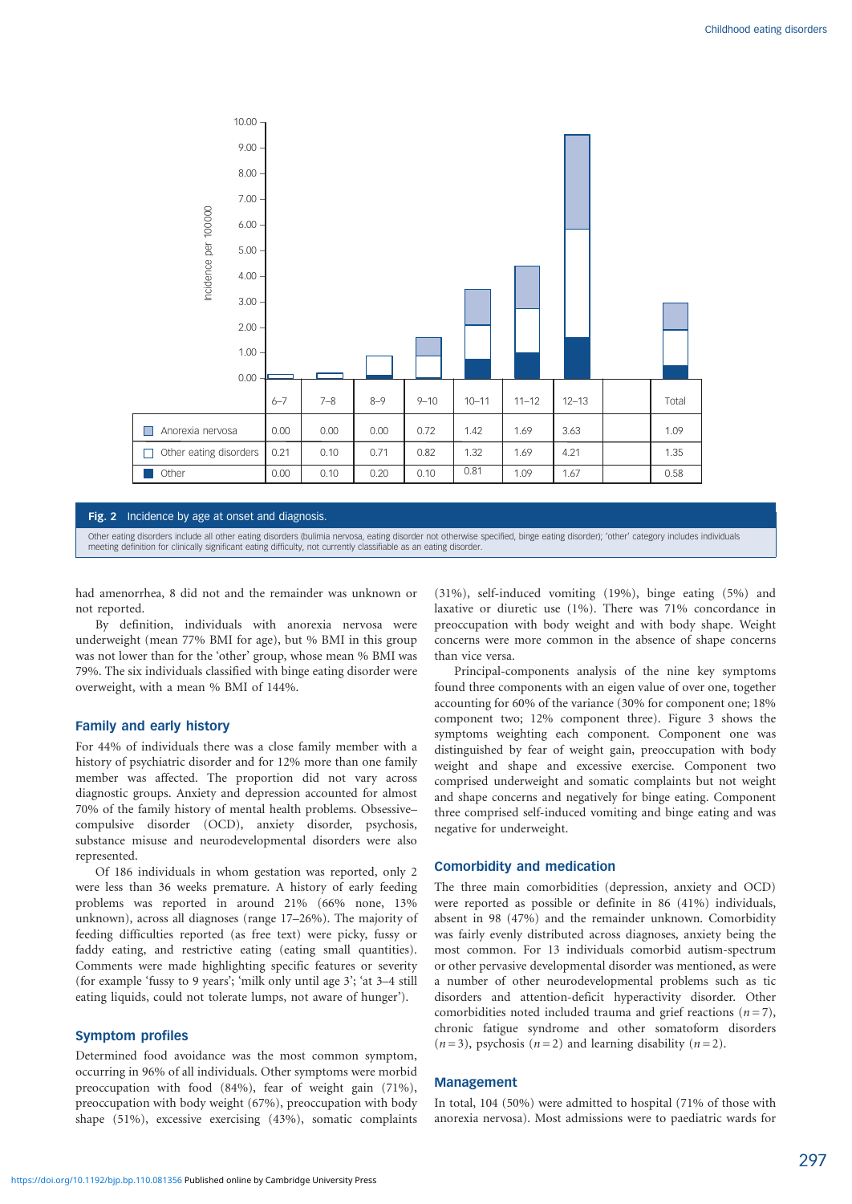| | 6–7 | 7–8 | 8–9 | 9–10 | 10–11 | 11–12 | 12–13 | | Total |
|---|---|---|---|---|---|---|---|---|---|
| Anorexia nervosa | 0.00 | 0.00 | 0.00 | 0.72 | 1.42 | 1.69 | 3.63 | | 1.09 |
| Other eating disorders | 0.21 | 0.10 | 0.71 | 0.82 | 1.32 | 1.69 | 4.21 | | 1.35 |
| Other | 0.00 | 0.10 | 0.20 | 0.10 | 0.81 | 1.09 | 1.67 | | 0.58 |

**Fig. 2** Incidence by age at onset and diagnosis.

Other eating disorders include all other eating disorders (bulimia nervosa, eating disorder not otherwise specified, binge eating disorder); 'other' category includes individuals meeting definition for clinically significant eating difficulty, not currently classifiable as an eating disorder.

had amenorrhea, 8 did not and the remainder was unknown or not reported.

By definition, individuals with anorexia nervosa were underweight (mean 77% BMI for age), but % BMI in this group was not lower than for the 'other' group, whose mean % BMI was 79%. The six individuals classified with binge eating disorder were overweight, with a mean % BMI of 144%.

## Family and early history

For 44% of individuals there was a close family member with a history of psychiatric disorder and for 12% more than one family member was affected. The proportion did not vary across diagnostic groups. Anxiety and depression accounted for almost 70% of the family history of mental health problems. Obsessive–compulsive disorder (OCD), anxiety disorder, psychosis, substance misuse and neurodevelopmental disorders were also represented.

Of 186 individuals in whom gestation was reported, only 2 were less than 36 weeks premature. A history of early feeding problems was reported in around 21% (66% none, 13% unknown), across all diagnoses (range 17–26%). The majority of feeding difficulties reported (as free text) were picky, fussy or faddy eating, and restrictive eating (eating small quantities). Comments were made highlighting specific features or severity (for example 'fussy to 9 years'; 'milk only until age 3'; 'at 3–4 still eating liquids, could not tolerate lumps, not aware of hunger').

## Symptom profiles

Determined food avoidance was the most common symptom, occurring in 96% of all individuals. Other symptoms were morbid preoccupation with food (84%), fear of weight gain (71%), preoccupation with body weight (67%), preoccupation with body shape (51%), excessive exercising (43%), somatic complaints (31%), self-induced vomiting (19%), binge eating (5%) and laxative or diuretic use (1%). There was 71% concordance in preoccupation with body weight and with body shape. Weight concerns were more common in the absence of shape concerns than vice versa.

Principal-components analysis of the nine key symptoms found three components with an eigen value of over one, together accounting for 60% of the variance (30% for component one; 18% component two; 12% component three). Figure 3 shows the symptoms weighting each component. Component one was distinguished by fear of weight gain, preoccupation with body weight and shape and excessive exercise. Component two comprised underweight and somatic complaints but not weight and shape concerns and negatively for binge eating. Component three comprised self-induced vomiting and binge eating and was negative for underweight.

## Comorbidity and medication

The three main comorbidities (depression, anxiety and OCD) were reported as possible or definite in 86 (41%) individuals, absent in 98 (47%) and the remainder unknown. Comorbidity was fairly evenly distributed across diagnoses, anxiety being the most common. For 13 individuals comorbid autism-spectrum or other pervasive developmental disorder was mentioned, as were a number of other neurodevelopmental problems such as tic disorders and attention-deficit hyperactivity disorder. Other comorbidities noted included trauma and grief reactions ($n = 7$), chronic fatigue syndrome and other somatoform disorders ($n = 3$), psychosis ($n = 2$) and learning disability ($n = 2$).

## Management

In total, 104 (50%) were admitted to hospital (71% of those with anorexia nervosa). Most admissions were to paediatric wards for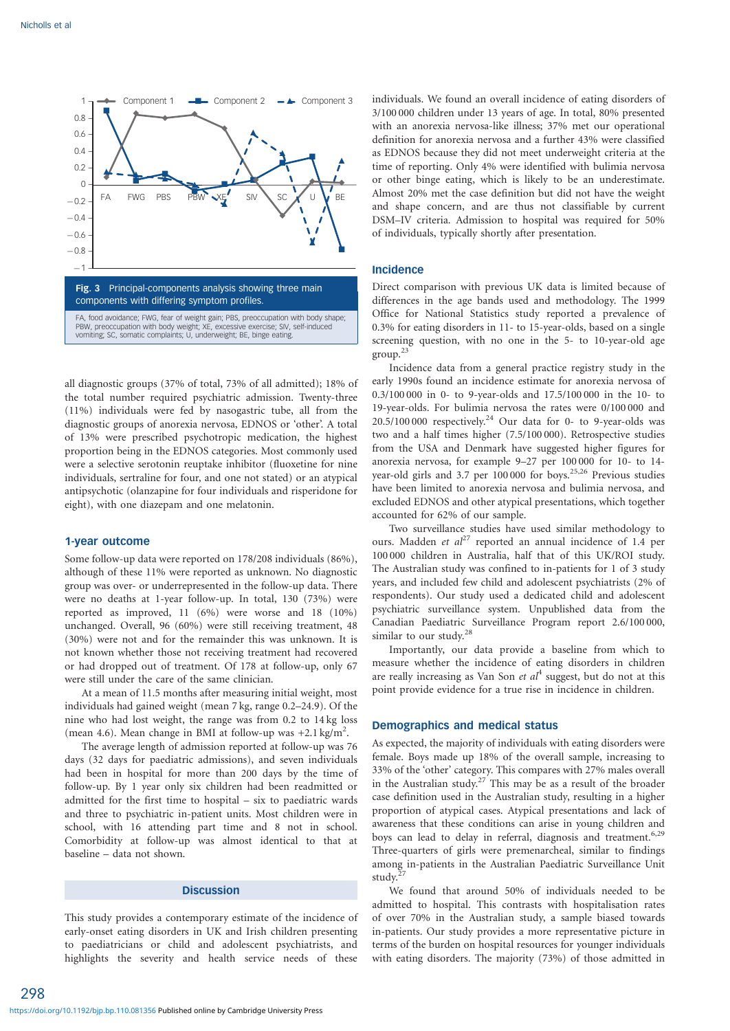Fig. 3 Principal-components analysis showing three main components with differing symptom profiles.

FA, food avoidance; FWG, fear of weight gain; PBS, preoccupation with body shape; PBW, preoccupation with body weight; XE, excessive exercise; SIV, self-induced vomiting; SC, somatic complaints; U, underweight; BE, binge eating.

all diagnostic groups (37% of total, 73% of all admitted); 18% of the total number required psychiatric admission. Twenty-three (11%) individuals were fed by nasogastric tube, all from the diagnostic groups of anorexia nervosa, EDNOS or 'other'. A total of 13% were prescribed psychotropic medication, the highest proportion being in the EDNOS categories. Most commonly used were a selective serotonin reuptake inhibitor (fluoxetine for nine individuals, sertraline for four, and one not stated) or an atypical antipsychotic (olanzapine for four individuals and risperidone for eight), with one diazepam and one melatonin.

## 1-year outcome

Some follow-up data were reported on 178/208 individuals (86%), although of these 11% were reported as unknown. No diagnostic group was over- or underrepresented in the follow-up data. There were no deaths at 1-year follow-up. In total, 130 (73%) were reported as improved, 11 (6%) were worse and 18 (10%) unchanged. Overall, 96 (60%) were still receiving treatment, 48 (30%) were not and for the remainder this was unknown. It is not known whether those not receiving treatment had recovered or had dropped out of treatment. Of 178 at follow-up, only 67 were still under the care of the same clinician.

At a mean of 11.5 months after measuring initial weight, most individuals had gained weight (mean 7 kg, range 0.2–24.9). Of the nine who had lost weight, the range was from 0.2 to 14 kg loss (mean 4.6). Mean change in BMI at follow-up was $+2.1\,\text{kg/m}^2$.

The average length of admission reported at follow-up was 76 days (32 days for paediatric admissions), and seven individuals had been in hospital for more than 200 days by the time of follow-up. By 1 year only six children had been readmitted or admitted for the first time to hospital – six to paediatric wards and three to psychiatric in-patient units. Most children were in school, with 16 attending part time and 8 not in school. Comorbidity at follow-up was almost identical to that at baseline – data not shown.

## Discussion

This study provides a contemporary estimate of the incidence of early-onset eating disorders in UK and Irish children presenting to paediatricians or child and adolescent psychiatrists, and highlights the severity and health service needs of these individuals. We found an overall incidence of eating disorders of 3/100 000 children under 13 years of age. In total, 80% presented with an anorexia nervosa-like illness; 37% met our operational definition for anorexia nervosa and a further 43% were classified as EDNOS because they did not meet underweight criteria at the time of reporting. Only 4% were identified with bulimia nervosa or other binge eating, which is likely to be an underestimate. Almost 20% met the case definition but did not have the weight and shape concern, and are thus not classifiable by current DSM–IV criteria. Admission to hospital was required for 50% of individuals, typically shortly after presentation.

### Incidence

Direct comparison with previous UK data is limited because of differences in the age bands used and methodology. The 1999 Office for National Statistics study reported a prevalence of 0.3% for eating disorders in 11- to 15-year-olds, based on a single screening question, with no one in the 5- to 10-year-old age group.[23]

Incidence data from a general practice registry study in the early 1990s found an incidence estimate for anorexia nervosa of 0.3/100 000 in 0- to 9-year-olds and 17.5/100 000 in the 10- to 19-year-olds. For bulimia nervosa the rates were 0/100 000 and 20.5/100 000 respectively.[24] Our data for 0- to 9-year-olds was two and a half times higher (7.5/100 000). Retrospective studies from the USA and Denmark have suggested higher figures for anorexia nervosa, for example 9–27 per 100 000 for 10- to 14-year-old girls and 3.7 per 100 000 for boys.[25,26] Previous studies have been limited to anorexia nervosa and bulimia nervosa, and excluded EDNOS and other atypical presentations, which together accounted for 62% of our sample.

Two surveillance studies have used similar methodology to ours. Madden *et al*[27] reported an annual incidence of 1.4 per 100 000 children in Australia, half that of this UK/ROI study. The Australian study was confined to in-patients for 1 of 3 study years, and included few child and adolescent psychiatrists (2% of respondents). Our study used a dedicated child and adolescent psychiatric surveillance system. Unpublished data from the Canadian Paediatric Surveillance Program report 2.6/100 000, similar to our study.[28]

Importantly, our data provide a baseline from which to measure whether the incidence of eating disorders in children are really increasing as Van Son *et al*[4] suggest, but do not at this point provide evidence for a true rise in incidence in children.

### Demographics and medical status

As expected, the majority of individuals with eating disorders were female. Boys made up 18% of the overall sample, increasing to 33% of the 'other' category. This compares with 27% males overall in the Australian study.[27] This may be as a result of the broader case definition used in the Australian study, resulting in a higher proportion of atypical cases. Atypical presentations and lack of awareness that these conditions can arise in young children and boys can lead to delay in referral, diagnosis and treatment.[6,29] Three-quarters of girls were premenarcheal, similar to findings among in-patients in the Australian Paediatric Surveillance Unit study.[27]

We found that around 50% of individuals needed to be admitted to hospital. This contrasts with hospitalisation rates of over 70% in the Australian study, a sample biased towards in-patients. Our study provides a more representative picture in terms of the burden on hospital resources for younger individuals with eating disorders. The majority (73%) of those admitted in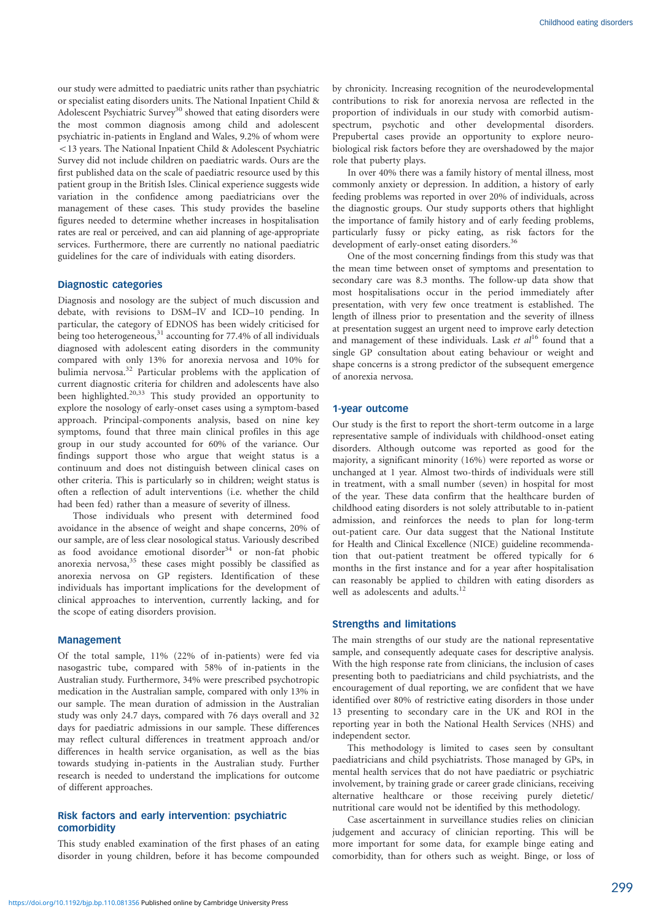our study were admitted to paediatric units rather than psychiatric or specialist eating disorders units. The National Inpatient Child & Adolescent Psychiatric Survey[30] showed that eating disorders were the most common diagnosis among child and adolescent psychiatric in-patients in England and Wales, 9.2% of whom were <13 years. The National Inpatient Child & Adolescent Psychiatric Survey did not include children on paediatric wards. Ours are the first published data on the scale of paediatric resource used by this patient group in the British Isles. Clinical experience suggests wide variation in the confidence among paediatricians over the management of these cases. This study provides the baseline figures needed to determine whether increases in hospitalisation rates are real or perceived, and can aid planning of age-appropriate services. Furthermore, there are currently no national paediatric guidelines for the care of individuals with eating disorders.

## Diagnostic categories

Diagnosis and nosology are the subject of much discussion and debate, with revisions to DSM–IV and ICD–10 pending. In particular, the category of EDNOS has been widely criticised for being too heterogeneous,[31] accounting for 77.4% of all individuals diagnosed with adolescent eating disorders in the community compared with only 13% for anorexia nervosa and 10% for bulimia nervosa.[32] Particular problems with the application of current diagnostic criteria for children and adolescents have also been highlighted.[20,33] This study provided an opportunity to explore the nosology of early-onset cases using a symptom-based approach. Principal-components analysis, based on nine key symptoms, found that three main clinical profiles in this age group in our study accounted for 60% of the variance. Our findings support those who argue that weight status is a continuum and does not distinguish between clinical cases on other criteria. This is particularly so in children; weight status is often a reflection of adult interventions (i.e. whether the child had been fed) rather than a measure of severity of illness.

Those individuals who present with determined food avoidance in the absence of weight and shape concerns, 20% of our sample, are of less clear nosological status. Variously described as food avoidance emotional disorder[34] or non-fat phobic anorexia nervosa,[35] these cases might possibly be classified as anorexia nervosa on GP registers. Identification of these individuals has important implications for the development of clinical approaches to intervention, currently lacking, and for the scope of eating disorders provision.

## Management

Of the total sample, 11% (22% of in-patients) were fed via nasogastric tube, compared with 58% of in-patients in the Australian study. Furthermore, 34% were prescribed psychotropic medication in the Australian sample, compared with only 13% in our sample. The mean duration of admission in the Australian study was only 24.7 days, compared with 76 days overall and 32 days for paediatric admissions in our sample. These differences may reflect cultural differences in treatment approach and/or differences in health service organisation, as well as the bias towards studying in-patients in the Australian study. Further research is needed to understand the implications for outcome of different approaches.

## Risk factors and early intervention: psychiatric comorbidity

This study enabled examination of the first phases of an eating disorder in young children, before it has become compounded by chronicity. Increasing recognition of the neurodevelopmental contributions to risk for anorexia nervosa are reflected in the proportion of individuals in our study with comorbid autism-spectrum, psychotic and other developmental disorders. Prepubertal cases provide an opportunity to explore neurobiological risk factors before they are overshadowed by the major role that puberty plays.

In over 40% there was a family history of mental illness, most commonly anxiety or depression. In addition, a history of early feeding problems was reported in over 20% of individuals, across the diagnostic groups. Our study supports others that highlight the importance of family history and of early feeding problems, particularly fussy or picky eating, as risk factors for the development of early-onset eating disorders.[36]

One of the most concerning findings from this study was that the mean time between onset of symptoms and presentation to secondary care was 8.3 months. The follow-up data show that most hospitalisations occur in the period immediately after presentation, with very few once treatment is established. The length of illness prior to presentation and the severity of illness at presentation suggest an urgent need to improve early detection and management of these individuals. Lask *et al*[16] found that a single GP consultation about eating behaviour or weight and shape concerns is a strong predictor of the subsequent emergence of anorexia nervosa.

## 1-year outcome

Our study is the first to report the short-term outcome in a large representative sample of individuals with childhood-onset eating disorders. Although outcome was reported as good for the majority, a significant minority (16%) were reported as worse or unchanged at 1 year. Almost two-thirds of individuals were still in treatment, with a small number (seven) in hospital for most of the year. These data confirm that the healthcare burden of childhood eating disorders is not solely attributable to in-patient admission, and reinforces the needs to plan for long-term out-patient care. Our data suggest that the National Institute for Health and Clinical Excellence (NICE) guideline recommendation that out-patient treatment be offered typically for 6 months in the first instance and for a year after hospitalisation can reasonably be applied to children with eating disorders as well as adolescents and adults.[12]

## Strengths and limitations

The main strengths of our study are the national representative sample, and consequently adequate cases for descriptive analysis. With the high response rate from clinicians, the inclusion of cases presenting both to paediatricians and child psychiatrists, and the encouragement of dual reporting, we are confident that we have identified over 80% of restrictive eating disorders in those under 13 presenting to secondary care in the UK and ROI in the reporting year in both the National Health Services (NHS) and independent sector.

This methodology is limited to cases seen by consultant paediatricians and child psychiatrists. Those managed by GPs, in mental health services that do not have paediatric or psychiatric involvement, by training grade or career grade clinicians, receiving alternative healthcare or those receiving purely dietetic/nutritional care would not be identified by this methodology.

Case ascertainment in surveillance studies relies on clinician judgement and accuracy of clinician reporting. This will be more important for some data, for example binge eating and comorbidity, than for others such as weight. Binge, or loss of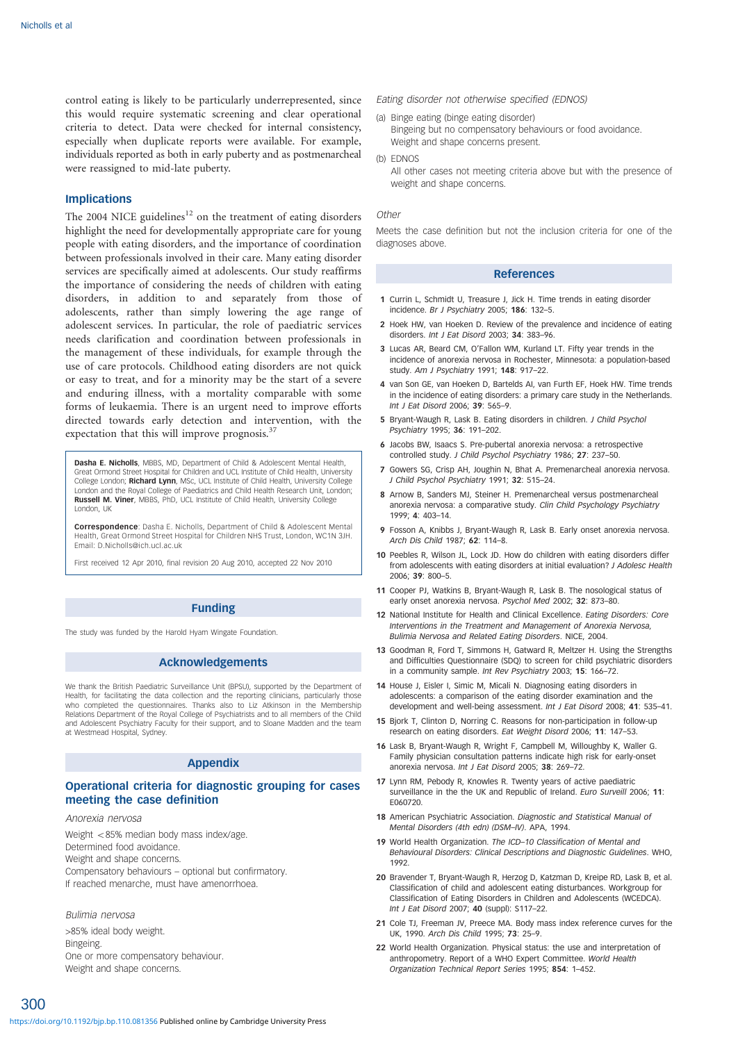control eating is likely to be particularly underrepresented, since this would require systematic screening and clear operational criteria to detect. Data were checked for internal consistency, especially when duplicate reports were available. For example, individuals reported as both in early puberty and as postmenarcheal were reassigned to mid-late puberty.

## Implications

The 2004 NICE guidelines[12] on the treatment of eating disorders highlight the need for developmentally appropriate care for young people with eating disorders, and the importance of coordination between professionals involved in their care. Many eating disorder services are specifically aimed at adolescents. Our study reaffirms the importance of considering the needs of children with eating disorders, in addition to and separately from those of adolescents, rather than simply lowering the age range of adolescent services. In particular, the role of paediatric services needs clarification and coordination between professionals in the management of these individuals, for example through the use of care protocols. Childhood eating disorders are not quick or easy to treat, and for a minority may be the start of a severe and enduring illness, with a mortality comparable with some forms of leukaemia. There is an urgent need to improve efforts directed towards early detection and intervention, with the expectation that this will improve prognosis.[37]

**Dasha E. Nicholls**, MBBS, MD, Department of Child & Adolescent Mental Health, Great Ormond Street Hospital for Children and UCL Institute of Child Health, University College London; **Richard Lynn**, MSc, UCL Institute of Child Health, University College London and the Royal College of Paediatrics and Child Health Research Unit, London; **Russell M. Viner**, MBBS, PhD, UCL Institute of Child Health, University College London, UK

**Correspondence**: Dasha E. Nicholls, Department of Child & Adolescent Mental Health, Great Ormond Street Hospital for Children NHS Trust, London, WC1N 3JH. Email: D.Nicholls@ich.ucl.ac.uk

First received 12 Apr 2010, final revision 20 Aug 2010, accepted 22 Nov 2010

## Funding

The study was funded by the Harold Hyam Wingate Foundation.

## Acknowledgements

We thank the British Paediatric Surveillance Unit (BPSU), supported by the Department of Health, for facilitating the data collection and the reporting clinicians, particularly those who completed the questionnaires. Thanks also to Liz Atkinson in the Membership Relations Department of the Royal College of Psychiatrists and to all members of the Child and Adolescent Psychiatry Faculty for their support, and to Sloane Madden and the team at Westmead Hospital, Sydney.

## Appendix

### Operational criteria for diagnostic grouping for cases meeting the case definition

*Anorexia nervosa*

Weight <85% median body mass index/age.
Determined food avoidance.
Weight and shape concerns.
Compensatory behaviours – optional but confirmatory.
If reached menarche, must have amenorrhoea.

*Bulimia nervosa*

>85% ideal body weight.
Bingeing.
One or more compensatory behaviour.
Weight and shape concerns.

*Eating disorder not otherwise specified (EDNOS)*

(a) Binge eating (binge eating disorder)
Bingeing but no compensatory behaviours or food avoidance. Weight and shape concerns present.

(b) EDNOS
All other cases not meeting criteria above but with the presence of weight and shape concerns.

*Other*

Meets the case definition but not the inclusion criteria for one of the diagnoses above.

## References

1. Currin L, Schmidt U, Treasure J, Jick H. Time trends in eating disorder incidence. *Br J Psychiatry* 2005; **186**: 132–5.
2. Hoek HW, van Hoeken D. Review of the prevalence and incidence of eating disorders. *Int J Eat Disord* 2003; **34**: 383–96.
3. Lucas AR, Beard CM, O'Fallon WM, Kurland LT. Fifty year trends in the incidence of anorexia nervosa in Rochester, Minnesota: a population-based study. *Am J Psychiatry* 1991; **148**: 917–22.
4. van Son GE, van Hoeken D, Bartelds AI, van Furth EF, Hoek HW. Time trends in the incidence of eating disorders: a primary care study in the Netherlands. *Int J Eat Disord* 2006; **39**: 565–9.
5. Bryant-Waugh R, Lask B. Eating disorders in children. *J Child Psychol Psychiatry* 1995; **36**: 191–202.
6. Jacobs BW, Isaacs S. Pre-pubertal anorexia nervosa: a retrospective controlled study. *J Child Psychol Psychiatry* 1986; **27**: 237–50.
7. Gowers SG, Crisp AH, Joughin N, Bhat A. Premenarcheal anorexia nervosa. *J Child Psychol Psychiatry* 1991; **32**: 515–24.
8. Arnow B, Sanders MJ, Steiner H. Premenarcheal versus postmenarcheal anorexia nervosa: a comparative study. *Clin Child Psychology Psychiatry* 1999; **4**: 403–14.
9. Fosson A, Knibbs J, Bryant-Waugh R, Lask B. Early onset anorexia nervosa. *Arch Dis Child* 1987; **62**: 114–8.
10. Peebles R, Wilson JL, Lock JD. How do children with eating disorders differ from adolescents with eating disorders at initial evaluation? *J Adolesc Health* 2006; **39**: 800–5.
11. Cooper PJ, Watkins B, Bryant-Waugh R, Lask B. The nosological status of early onset anorexia nervosa. *Psychol Med* 2002; **32**: 873–80.
12. National Institute for Health and Clinical Excellence. *Eating Disorders: Core Interventions in the Treatment and Management of Anorexia Nervosa, Bulimia Nervosa and Related Eating Disorders*. NICE, 2004.
13. Goodman R, Ford T, Simmons H, Gatward R, Meltzer H. Using the Strengths and Difficulties Questionnaire (SDQ) to screen for child psychiatric disorders in a community sample. *Int Rev Psychiatry* 2003; **15**: 166–72.
14. House J, Eisler I, Simic M, Micali N. Diagnosing eating disorders in adolescents: a comparison of the eating disorder examination and the development and well-being assessment. *Int J Eat Disord* 2008; **41**: 535–41.
15. Bjork T, Clinton D, Norring C. Reasons for non-participation in follow-up research on eating disorders. *Eat Weight Disord* 2006; **11**: 147–53.
16. Lask B, Bryant-Waugh R, Wright F, Campbell M, Willoughby K, Waller G. Family physician consultation patterns indicate high risk for early-onset anorexia nervosa. *Int J Eat Disord* 2005; **38**: 269–72.
17. Lynn RM, Pebody R, Knowles R. Twenty years of active paediatric surveillance in the UK and Republic of Ireland. *Euro Surveill* 2006; **11**: E060720.
18. American Psychiatric Association. *Diagnostic and Statistical Manual of Mental Disorders (4th edn) (DSM–IV)*. APA, 1994.
19. World Health Organization. *The ICD–10 Classification of Mental and Behavioural Disorders: Clinical Descriptions and Diagnostic Guidelines*. WHO, 1992.
20. Bravender T, Bryant-Waugh R, Herzog D, Katzman D, Kreipe RD, Lask B, et al. Classification of child and adolescent eating disturbances. Workgroup for Classification of Eating Disorders in Children and Adolescents (WCEDCA). *Int J Eat Disord* 2007; **40** (suppl): S117–22.
21. Cole TJ, Freeman JV, Preece MA. Body mass index reference curves for the UK, 1990. *Arch Dis Child* 1995; **73**: 25–9.
22. World Health Organization. Physical status: the use and interpretation of anthropometry. Report of a WHO Expert Committee. *World Health Organization Technical Report Series* 1995; **854**: 1–452.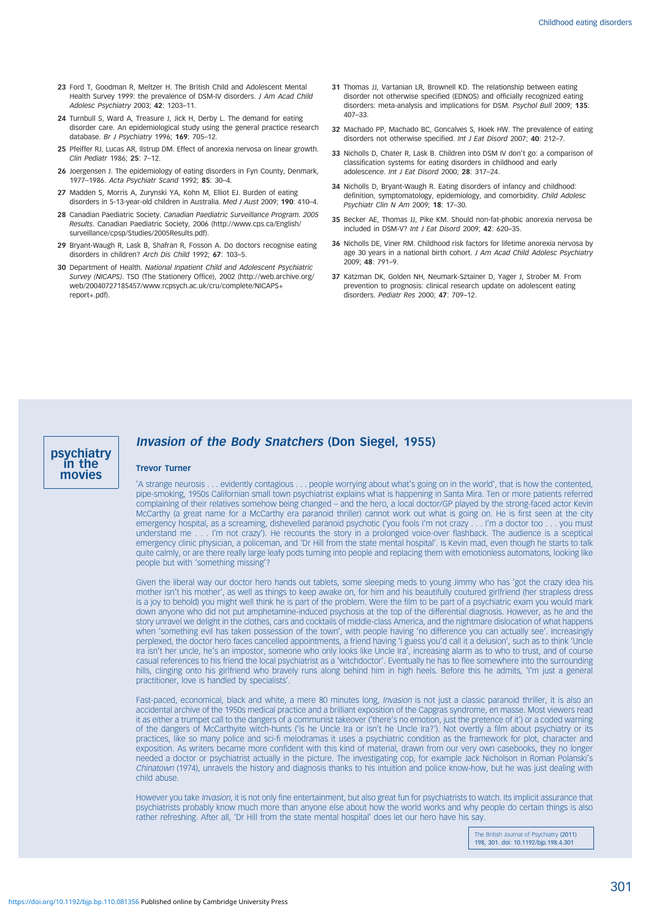23 Ford T, Goodman R, Meltzer H. The British Child and Adolescent Mental Health Survey 1999: the prevalence of DSM-IV disorders. *J Am Acad Child Adolesc Psychiatry* 2003; **42**: 1203–11.

24 Turnbull S, Ward A, Treasure J, Jick H, Derby L. The demand for eating disorder care. An epidemiological study using the general practice research database. *Br J Psychiatry* 1996; **169**: 705–12.

25 Pfeiffer RJ, Lucas AR, Ilstrup DM. Effect of anorexia nervosa on linear growth. *Clin Pediatr* 1986; **25**: 7–12.

26 Joergensen J. The epidemiology of eating disorders in Fyn County, Denmark, 1977–1986. *Acta Psychiatr Scand* 1992; **85**: 30–4.

27 Madden S, Morris A, Zurynski YA, Kohn M, Elliot EJ. Burden of eating disorders in 5-13-year-old children in Australia. *Med J Aust* 2009; **190**: 410–4.

28 Canadian Paediatric Society. *Canadian Paediatric Surveillance Program. 2005 Results*. Canadian Paediatric Society, 2006 (http://www.cps.ca/English/surveillance/cpsp/Studies/2005Results.pdf).

29 Bryant-Waugh R, Lask B, Shafran R, Fosson A. Do doctors recognise eating disorders in children? *Arch Dis Child* 1992; **67**: 103–5.

30 Department of Health. *National Inpatient Child and Adolescent Psychiatric Survey (NICAPS)*. TSO (The Stationery Office), 2002 (http://web.archive.org/web/20040727185457/www.rcpsych.ac.uk/cru/complete/NICAPS+report+.pdf).

31 Thomas JJ, Vartanian LR, Brownell KD. The relationship between eating disorder not otherwise specified (EDNOS) and officially recognized eating disorders: meta-analysis and implications for DSM. *Psychol Bull* 2009; **135**: 407–33.

32 Machado PP, Machado BC, Goncalves S, Hoek HW. The prevalence of eating disorders not otherwise specified. *Int J Eat Disord* 2007; **40**: 212–7.

33 Nicholls D, Chater R, Lask B. Children into DSM IV don't go: a comparison of classification systems for eating disorders in childhood and early adolescence. *Int J Eat Disord* 2000; **28**: 317–24.

34 Nicholls D, Bryant-Waugh R. Eating disorders of infancy and childhood: definition, symptomatology, epidemiology, and comorbidity. *Child Adolesc Psychiatr Clin N Am* 2009; **18**: 17–30.

35 Becker AE, Thomas JJ, Pike KM. Should non-fat-phobic anorexia nervosa be included in DSM-V? *Int J Eat Disord* 2009; **42**: 620–35.

36 Nicholls DE, Viner RM. Childhood risk factors for lifetime anorexia nervosa by age 30 years in a national birth cohort. *J Am Acad Child Adolesc Psychiatry* 2009; **48**: 791–9.

37 Katzman DK, Golden NH, Neumark-Sztainer D, Yager J, Strober M. From prevention to prognosis: clinical research update on adolescent eating disorders. *Pediatr Res* 2000; **47**: 709–12.

**psychiatry in the movies**

## *Invasion of the Body Snatchers* (Don Siegel, 1955)

**Trevor Turner**

'A strange neurosis . . . evidently contagious . . . people worrying about what's going on in the world', that is how the contented, pipe-smoking, 1950s Californian small town psychiatrist explains what is happening in Santa Mira. Ten or more patients referred complaining of their relatives somehow being changed – and the hero, a local doctor/GP played by the strong-faced actor Kevin McCarthy (a great name for a McCarthy era paranoid thriller) cannot work out what is going on. He is first seen at the city emergency hospital, as a screaming, dishevelled paranoid psychotic ('you fools I'm not crazy . . . I'm a doctor too . . . you must understand me . . . I'm not crazy'). He recounts the story in a prolonged voice-over flashback. The audience is a sceptical emergency clinic physician, a policeman, and 'Dr Hill from the state mental hospital'. Is Kevin mad, even though he starts to talk quite calmly, or are there really large leafy pods turning into people and replacing them with emotionless automatons, looking like people but with 'something missing'?

Given the liberal way our doctor hero hands out tablets, some sleeping meds to young Jimmy who has 'got the crazy idea his mother isn't his mother', as well as things to keep awake on, for him and his beautifully coutured girlfriend (her strapless dress is a joy to behold) you might well think he is part of the problem. Were the film to be part of a psychiatric exam you would mark down anyone who did not put amphetamine-induced psychosis at the top of the differential diagnosis. However, as he and the story unravel we delight in the clothes, cars and cocktails of middle-class America, and the nightmare dislocation of what happens when 'something evil has taken possession of the town', with people having 'no difference you can actually see'. Increasingly perplexed, the doctor hero faces cancelled appointments, a friend having 'I guess you'd call it a delusion', such as to think 'Uncle Ira isn't her uncle, he's an impostor, someone who only looks like Uncle Ira', increasing alarm as to who to trust, and of course casual references to his friend the local psychiatrist as a 'witchdoctor'. Eventually he has to flee somewhere into the surrounding hills, clinging onto his girlfriend who bravely runs along behind him in high heels. Before this he admits, 'I'm just a general practitioner, love is handled by specialists'.

Fast-paced, economical, black and white, a mere 80 minutes long, *Invasion* is not just a classic paranoid thriller, it is also an accidental archive of the 1950s medical practice and a brilliant exposition of the Capgras syndrome, en masse. Most viewers read it as either a trumpet call to the dangers of a communist takeover ('there's no emotion, just the pretence of it') or a coded warning of the dangers of McCarthyite witch-hunts ('is he Uncle Ira or isn't he Uncle Ira?'). Not overtly a film about psychiatry or its practices, like so many police and sci-fi melodramas it uses a psychiatric condition as the framework for plot, character and exposition. As writers became more confident with this kind of material, drawn from our very own casebooks, they no longer needed a doctor or psychiatrist actually in the picture. The investigating cop, for example Jack Nicholson in Roman Polanski's *Chinatown* (1974), unravels the history and diagnosis thanks to his intuition and police know-how, but he was just dealing with child abuse.

However you take *Invasion*, it is not only fine entertainment, but also great fun for psychiatrists to watch. Its implicit assurance that psychiatrists probably know much more than anyone else about how the world works and why people do certain things is also rather refreshing. After all, 'Dr Hill from the state mental hospital' does let our hero have his say.

The British Journal of Psychiatry (2011) 198, 301. doi: 10.1192/bjp.198.4.301